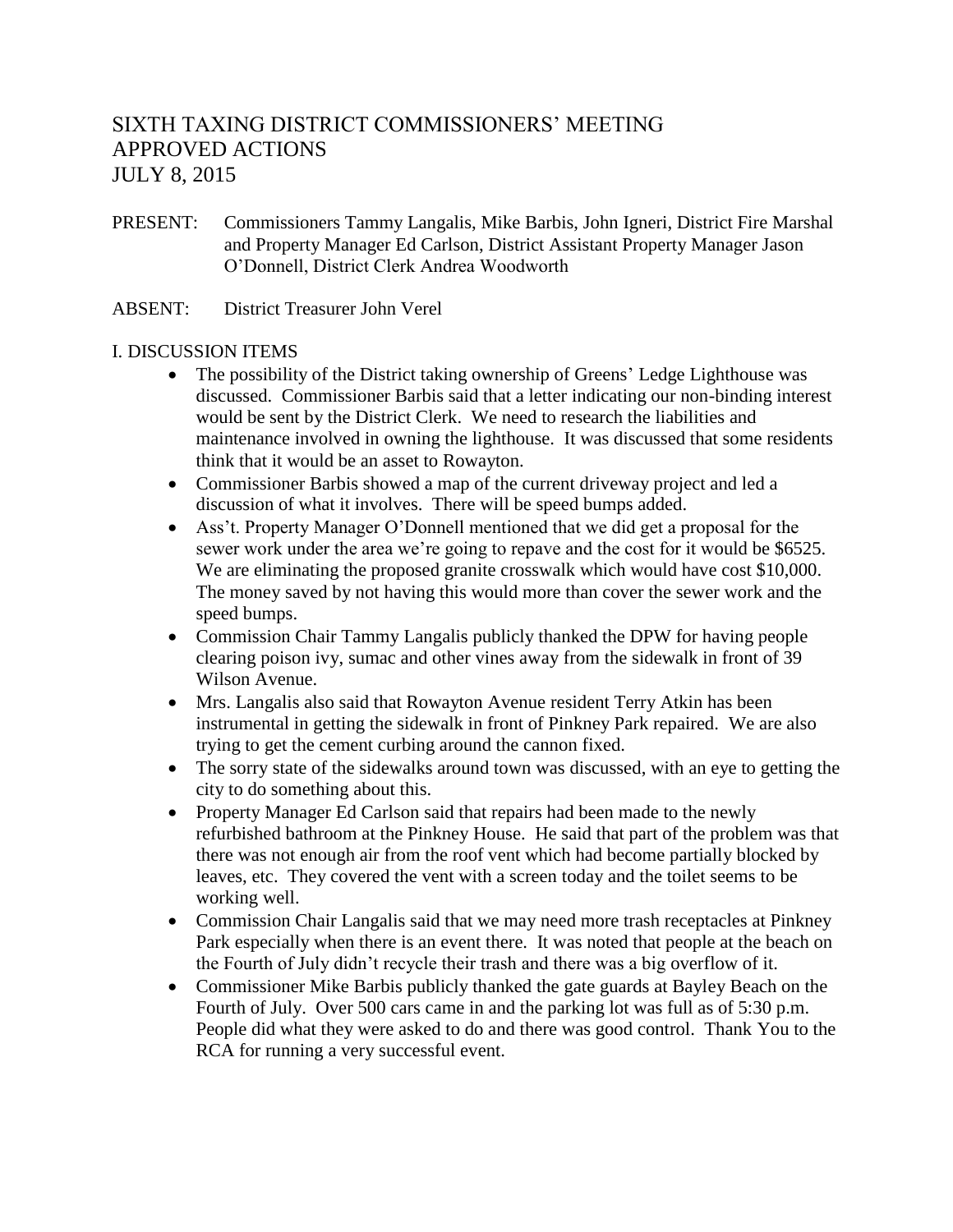# SIXTH TAXING DISTRICT COMMISSIONERS' MEETING
# APPROVED ACTIONS
# JULY 8, 2015

PRESENT: Commissioners Tammy Langalis, Mike Barbis, John Igneri, District Fire Marshal and Property Manager Ed Carlson, District Assistant Property Manager Jason O'Donnell, District Clerk Andrea Woodworth

ABSENT: District Treasurer John Verel

## I. DISCUSSION ITEMS

- The possibility of the District taking ownership of Greens' Ledge Lighthouse was discussed. Commissioner Barbis said that a letter indicating our non-binding interest would be sent by the District Clerk. We need to research the liabilities and maintenance involved in owning the lighthouse. It was discussed that some residents think that it would be an asset to Rowayton.
- Commissioner Barbis showed a map of the current driveway project and led a discussion of what it involves. There will be speed bumps added.
- Ass't. Property Manager O'Donnell mentioned that we did get a proposal for the sewer work under the area we're going to repave and the cost for it would be $6525. We are eliminating the proposed granite crosswalk which would have cost $10,000. The money saved by not having this would more than cover the sewer work and the speed bumps.
- Commission Chair Tammy Langalis publicly thanked the DPW for having people clearing poison ivy, sumac and other vines away from the sidewalk in front of 39 Wilson Avenue.
- Mrs. Langalis also said that Rowayton Avenue resident Terry Atkin has been instrumental in getting the sidewalk in front of Pinkney Park repaired. We are also trying to get the cement curbing around the cannon fixed.
- The sorry state of the sidewalks around town was discussed, with an eye to getting the city to do something about this.
- Property Manager Ed Carlson said that repairs had been made to the newly refurbished bathroom at the Pinkney House. He said that part of the problem was that there was not enough air from the roof vent which had become partially blocked by leaves, etc. They covered the vent with a screen today and the toilet seems to be working well.
- Commission Chair Langalis said that we may need more trash receptacles at Pinkney Park especially when there is an event there. It was noted that people at the beach on the Fourth of July didn't recycle their trash and there was a big overflow of it.
- Commissioner Mike Barbis publicly thanked the gate guards at Bayley Beach on the Fourth of July. Over 500 cars came in and the parking lot was full as of 5:30 p.m. People did what they were asked to do and there was good control. Thank You to the RCA for running a very successful event.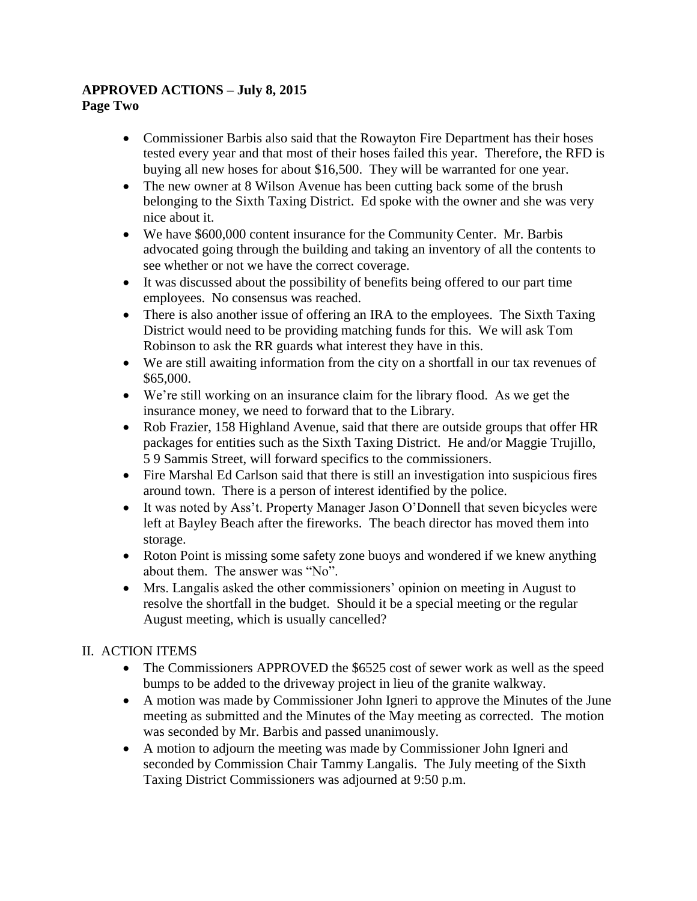**APPROVED ACTIONS – July 8, 2015**
**Page Two**

- Commissioner Barbis also said that the Rowayton Fire Department has their hoses tested every year and that most of their hoses failed this year. Therefore, the RFD is buying all new hoses for about $16,500. They will be warranted for one year.
- The new owner at 8 Wilson Avenue has been cutting back some of the brush belonging to the Sixth Taxing District. Ed spoke with the owner and she was very nice about it.
- We have $600,000 content insurance for the Community Center. Mr. Barbis advocated going through the building and taking an inventory of all the contents to see whether or not we have the correct coverage.
- It was discussed about the possibility of benefits being offered to our part time employees. No consensus was reached.
- There is also another issue of offering an IRA to the employees. The Sixth Taxing District would need to be providing matching funds for this. We will ask Tom Robinson to ask the RR guards what interest they have in this.
- We are still awaiting information from the city on a shortfall in our tax revenues of $65,000.
- We're still working on an insurance claim for the library flood. As we get the insurance money, we need to forward that to the Library.
- Rob Frazier, 158 Highland Avenue, said that there are outside groups that offer HR packages for entities such as the Sixth Taxing District. He and/or Maggie Trujillo, 5 9 Sammis Street, will forward specifics to the commissioners.
- Fire Marshal Ed Carlson said that there is still an investigation into suspicious fires around town. There is a person of interest identified by the police.
- It was noted by Ass't. Property Manager Jason O'Donnell that seven bicycles were left at Bayley Beach after the fireworks. The beach director has moved them into storage.
- Roton Point is missing some safety zone buoys and wondered if we knew anything about them. The answer was "No".
- Mrs. Langalis asked the other commissioners' opinion on meeting in August to resolve the shortfall in the budget. Should it be a special meeting or the regular August meeting, which is usually cancelled?

## II. ACTION ITEMS

- The Commissioners APPROVED the $6525 cost of sewer work as well as the speed bumps to be added to the driveway project in lieu of the granite walkway.
- A motion was made by Commissioner John Igneri to approve the Minutes of the June meeting as submitted and the Minutes of the May meeting as corrected. The motion was seconded by Mr. Barbis and passed unanimously.
- A motion to adjourn the meeting was made by Commissioner John Igneri and seconded by Commission Chair Tammy Langalis. The July meeting of the Sixth Taxing District Commissioners was adjourned at 9:50 p.m.